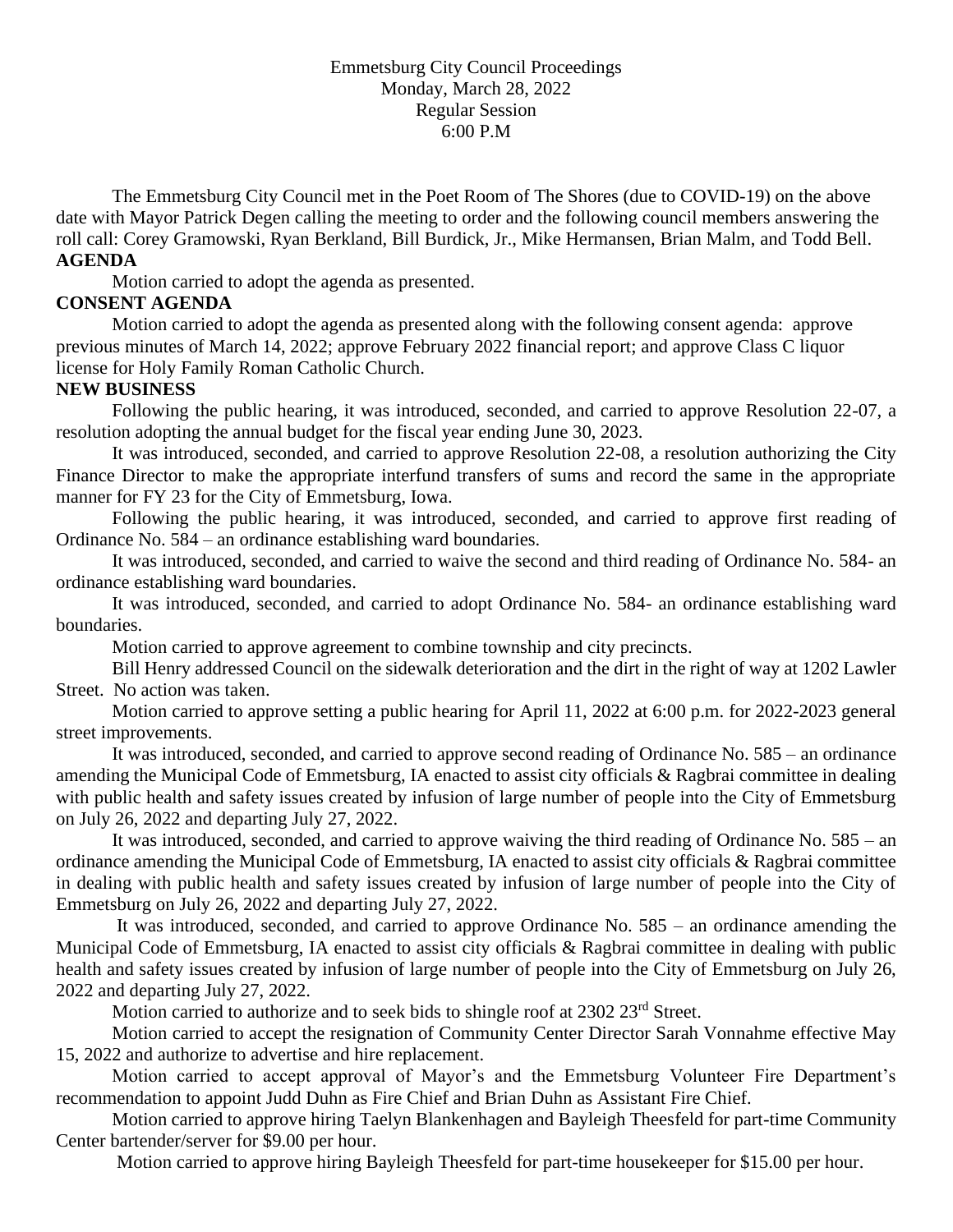Emmetsburg City Council Proceedings
Monday, March 28, 2022
Regular Session
6:00 P.M

The Emmetsburg City Council met in the Poet Room of The Shores (due to COVID-19) on the above date with Mayor Patrick Degen calling the meeting to order and the following council members answering the roll call: Corey Gramowski, Ryan Berkland, Bill Burdick, Jr., Mike Hermansen, Brian Malm, and Todd Bell.

**AGENDA**

Motion carried to adopt the agenda as presented.

**CONSENT AGENDA**

Motion carried to adopt the agenda as presented along with the following consent agenda: approve previous minutes of March 14, 2022; approve February 2022 financial report; and approve Class C liquor license for Holy Family Roman Catholic Church.

**NEW BUSINESS**

Following the public hearing, it was introduced, seconded, and carried to approve Resolution 22-07, a resolution adopting the annual budget for the fiscal year ending June 30, 2023.

It was introduced, seconded, and carried to approve Resolution 22-08, a resolution authorizing the City Finance Director to make the appropriate interfund transfers of sums and record the same in the appropriate manner for FY 23 for the City of Emmetsburg, Iowa.

Following the public hearing, it was introduced, seconded, and carried to approve first reading of Ordinance No. 584 – an ordinance establishing ward boundaries.

It was introduced, seconded, and carried to waive the second and third reading of Ordinance No. 584- an ordinance establishing ward boundaries.

It was introduced, seconded, and carried to adopt Ordinance No. 584- an ordinance establishing ward boundaries.

Motion carried to approve agreement to combine township and city precincts.

Bill Henry addressed Council on the sidewalk deterioration and the dirt in the right of way at 1202 Lawler Street. No action was taken.

Motion carried to approve setting a public hearing for April 11, 2022 at 6:00 p.m. for 2022-2023 general street improvements.

It was introduced, seconded, and carried to approve second reading of Ordinance No. 585 – an ordinance amending the Municipal Code of Emmetsburg, IA enacted to assist city officials & Ragbrai committee in dealing with public health and safety issues created by infusion of large number of people into the City of Emmetsburg on July 26, 2022 and departing July 27, 2022.

It was introduced, seconded, and carried to approve waiving the third reading of Ordinance No. 585 – an ordinance amending the Municipal Code of Emmetsburg, IA enacted to assist city officials & Ragbrai committee in dealing with public health and safety issues created by infusion of large number of people into the City of Emmetsburg on July 26, 2022 and departing July 27, 2022.

It was introduced, seconded, and carried to approve Ordinance No. 585 – an ordinance amending the Municipal Code of Emmetsburg, IA enacted to assist city officials & Ragbrai committee in dealing with public health and safety issues created by infusion of large number of people into the City of Emmetsburg on July 26, 2022 and departing July 27, 2022.

Motion carried to authorize and to seek bids to shingle roof at 2302 23rd Street.

Motion carried to accept the resignation of Community Center Director Sarah Vonnahme effective May 15, 2022 and authorize to advertise and hire replacement.

Motion carried to accept approval of Mayor's and the Emmetsburg Volunteer Fire Department's recommendation to appoint Judd Duhn as Fire Chief and Brian Duhn as Assistant Fire Chief.

Motion carried to approve hiring Taelyn Blankenhagen and Bayleigh Theesfeld for part-time Community Center bartender/server for $9.00 per hour.

Motion carried to approve hiring Bayleigh Theesfeld for part-time housekeeper for $15.00 per hour.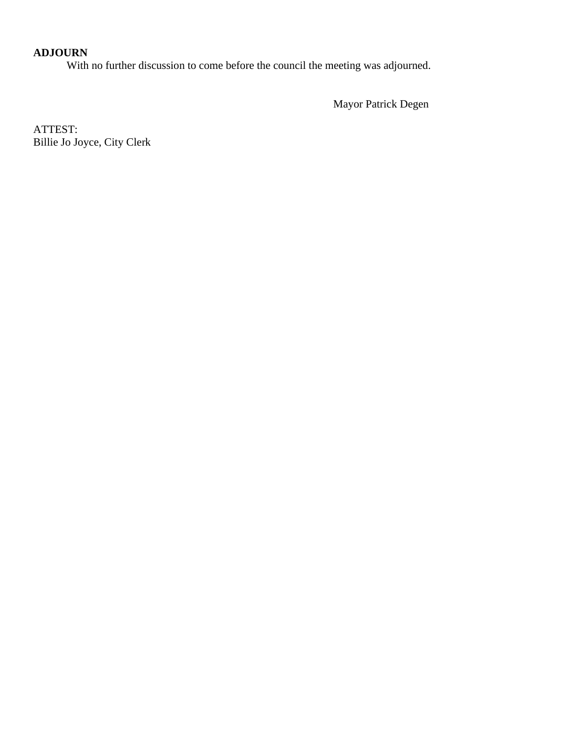**ADJOURN**

With no further discussion to come before the council the meeting was adjourned.

Mayor Patrick Degen

ATTEST:
Billie Jo Joyce, City Clerk